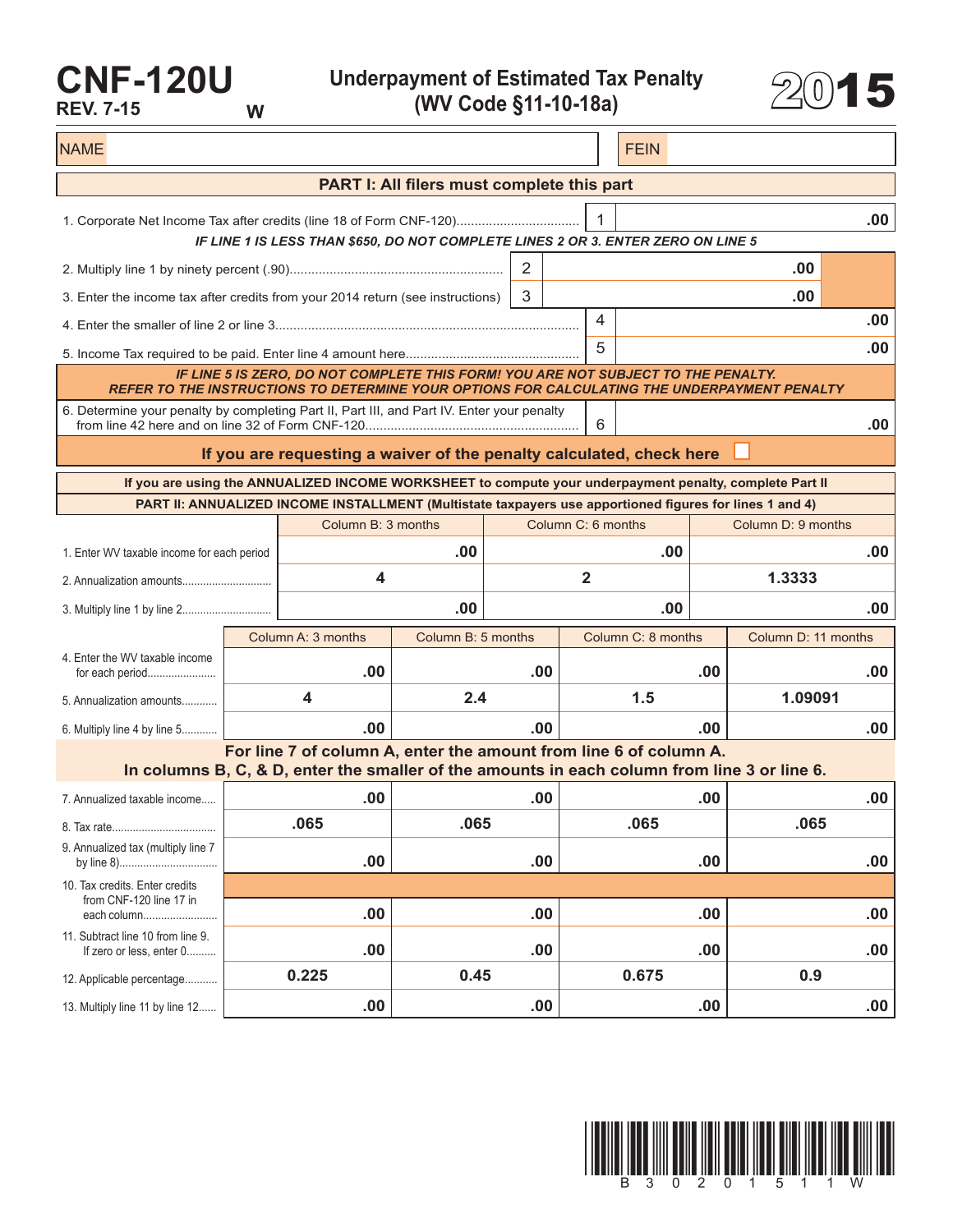# CNF-120U

REV. 7-15 W

## Underpayment of Estimated Tax Penalty (WV Code §11-10-18a)

# 2015

NAME | FEIN

### PART I: All filers must complete this part

1. Corporate Net Income Tax after credits (line 18 of Form CNF-120)................................. 1 .00

*IF LINE 1 IS LESS THAN $650, DO NOT COMPLETE LINES 2 OR 3. ENTER ZERO ON LINE 5*

2. Multiply line 1 by ninety percent (.90)........................................................... 2 .00
3. Enter the income tax after credits from your 2014 return (see instructions) 3 .00
4. Enter the smaller of line 2 or line 3.................................................................................. 4 .00
5. Income Tax required to be paid. Enter line 4 amount here............................................... 5 .00

***IF LINE 5 IS ZERO, DO NOT COMPLETE THIS FORM! YOU ARE NOT SUBJECT TO THE PENALTY. REFER TO THE INSTRUCTIONS TO DETERMINE YOUR OPTIONS FOR CALCULATING THE UNDERPAYMENT PENALTY***

6. Determine your penalty by completing Part II, Part III, and Part IV. Enter your penalty from line 42 here and on line 32 of Form CNF-120.......................................................... 6 .00

**If you are requesting a waiver of the penalty calculated, check here** ☐

**If you are using the ANNUALIZED INCOME WORKSHEET to compute your underpayment penalty, complete Part II**

### PART II: ANNUALIZED INCOME INSTALLMENT (Multistate taxpayers use apportioned figures for lines 1 and 4)

| | Column B: 3 months | Column C: 6 months | Column D: 9 months |
|---|---|---|---|
| 1. Enter WV taxable income for each period | .00 | .00 | .00 |
| 2. Annualization amounts............................. | 4 | 2 | 1.3333 |
| 3. Multiply line 1 by line 2............................. | .00 | .00 | .00 |

| | Column A: 3 months | Column B: 5 months | Column C: 8 months | Column D: 11 months |
|---|---|---|---|---|
| 4. Enter the WV taxable income for each period....................... | .00 | .00 | .00 | .00 |
| 5. Annualization amounts............ | 4 | 2.4 | 1.5 | 1.09091 |
| 6. Multiply line 4 by line 5............ | .00 | .00 | .00 | .00 |

**For line 7 of column A, enter the amount from line 6 of column A. In columns B, C, & D, enter the smaller of the amounts in each column from line 3 or line 6.**

| | Column A | Column B | Column C | Column D |
|---|---|---|---|---|
| 7. Annualized taxable income..... | .00 | .00 | .00 | .00 |
| 8. Tax rate.................................. | .065 | .065 | .065 | .065 |
| 9. Annualized tax (multiply line 7 by line 8)................................ | .00 | .00 | .00 | .00 |
| 10. Tax credits. Enter credits from CNF-120 line 17 in each column......................... | .00 | .00 | .00 | .00 |
| 11. Subtract line 10 from line 9. If zero or less, enter 0.......... | .00 | .00 | .00 | .00 |
| 12. Applicable percentage........... | 0.225 | 0.45 | 0.675 | 0.9 |
| 13. Multiply line 11 by line 12...... | .00 | .00 | .00 | .00 |

B 3 0 2 0 1 5 1 1 W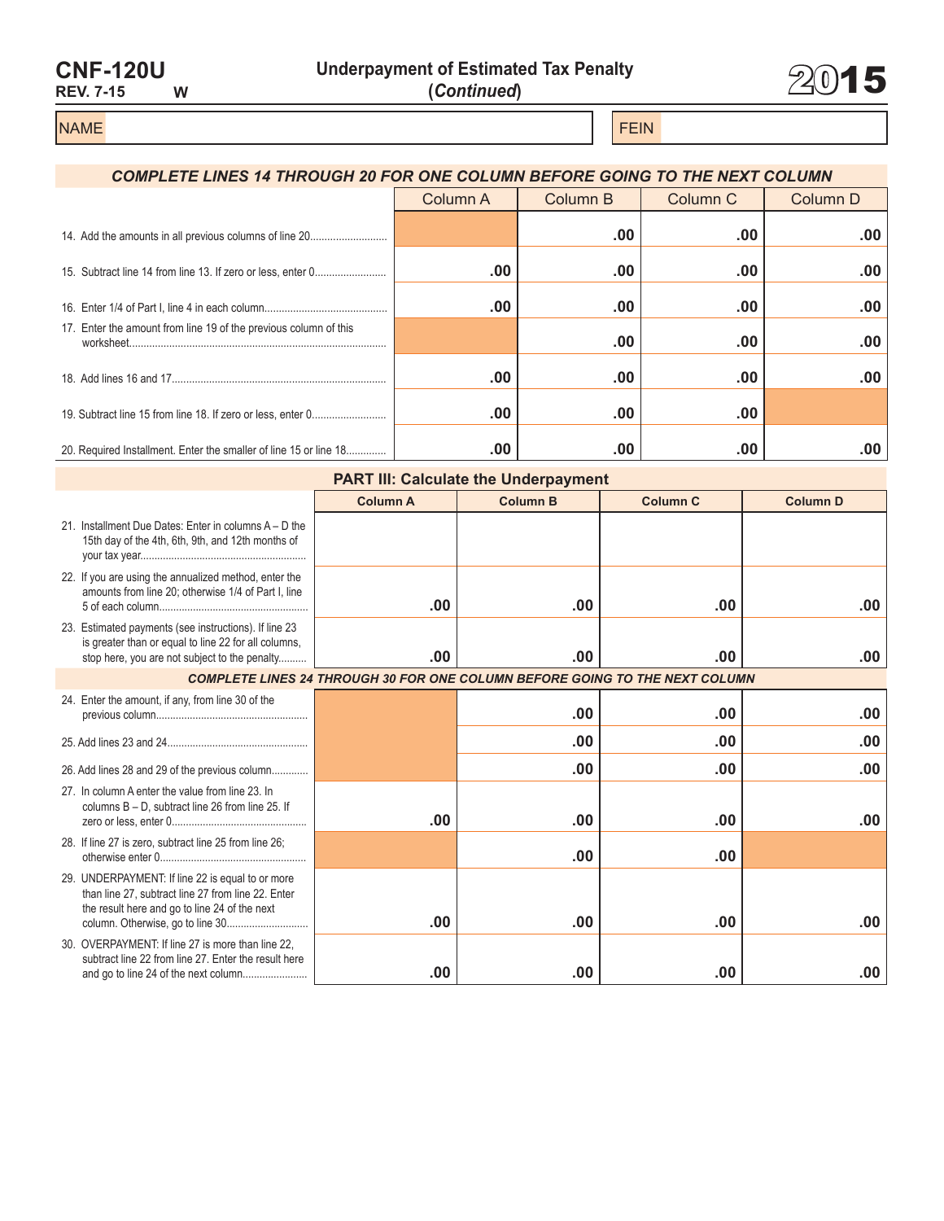**CNF-120U**
**REV. 7-15** **W**

# Underpayment of Estimated Tax Penalty (*Continued*)

**2015**

NAME | FEIN

***COMPLETE LINES 14 THROUGH 20 FOR ONE COLUMN BEFORE GOING TO THE NEXT COLUMN***

| | Column A | Column B | Column C | Column D |
|---|---|---|---|---|
| 14. Add the amounts in all previous columns of line 20 | | .00 | .00 | .00 |
| 15. Subtract line 14 from line 13. If zero or less, enter 0 | .00 | .00 | .00 | .00 |
| 16. Enter 1/4 of Part I, line 4 in each column | .00 | .00 | .00 | .00 |
| 17. Enter the amount from line 19 of the previous column of this worksheet | | .00 | .00 | .00 |
| 18. Add lines 16 and 17 | .00 | .00 | .00 | .00 |
| 19. Subtract line 15 from line 18. If zero or less, enter 0 | .00 | .00 | .00 | |
| 20. Required Installment. Enter the smaller of line 15 or line 18 | .00 | .00 | .00 | .00 |

## PART III: Calculate the Underpayment

| | Column A | Column B | Column C | Column D |
|---|---|---|---|---|
| 21. Installment Due Dates: Enter in columns A – D the 15th day of the 4th, 6th, 9th, and 12th months of your tax year | | | | |
| 22. If you are using the annualized method, enter the amounts from line 20; otherwise 1/4 of Part I, line 5 of each column | .00 | .00 | .00 | .00 |
| 23. Estimated payments (see instructions). If line 23 is greater than or equal to line 22 for all columns, stop here, you are not subject to the penalty | .00 | .00 | .00 | .00 |
| ***COMPLETE LINES 24 THROUGH 30 FOR ONE COLUMN BEFORE GOING TO THE NEXT COLUMN*** | | | | |
| 24. Enter the amount, if any, from line 30 of the previous column | | .00 | .00 | .00 |
| 25. Add lines 23 and 24 | | .00 | .00 | .00 |
| 26. Add lines 28 and 29 of the previous column | | .00 | .00 | .00 |
| 27. In column A enter the value from line 23. In columns B – D, subtract line 26 from line 25. If zero or less, enter 0 | .00 | .00 | .00 | .00 |
| 28. If line 27 is zero, subtract line 25 from line 26; otherwise enter 0 | | .00 | .00 | |
| 29. UNDERPAYMENT: If line 22 is equal to or more than line 27, subtract line 27 from line 22. Enter the result here and go to line 24 of the next column. Otherwise, go to line 30 | .00 | .00 | .00 | .00 |
| 30. OVERPAYMENT: If line 27 is more than line 22, subtract line 22 from line 27. Enter the result here and go to line 24 of the next column | .00 | .00 | .00 | .00 |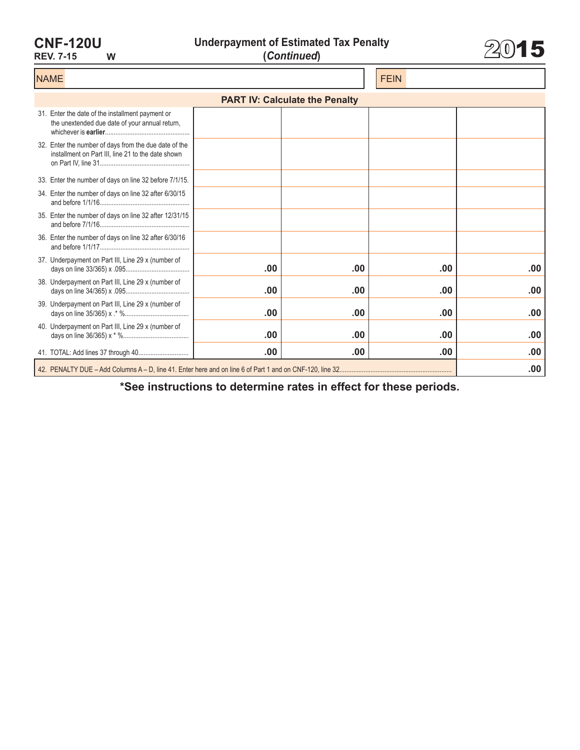**CNF-120U**
**REV. 7-15** **W**

## Underpayment of Estimated Tax Penalty (*Continued*)

**2015**

| NAME | | FEIN | |
|---|---|---|---|

### PART IV: Calculate the Penalty

| | | | | |
|---|---|---|---|---|
| 31. Enter the date of the installment payment or the unextended due date of your annual return, whichever is **earlier** | | | | |
| 32. Enter the number of days from the due date of the installment on Part III, line 21 to the date shown on Part IV, line 31 | | | | |
| 33. Enter the number of days on line 32 before 7/1/15. | | | | |
| 34. Enter the number of days on line 32 after 6/30/15 and before 1/1/16 | | | | |
| 35. Enter the number of days on line 32 after 12/31/15 and before 7/1/16 | | | | |
| 36. Enter the number of days on line 32 after 6/30/16 and before 1/1/17 | | | | |
| 37. Underpayment on Part III, Line 29 x (number of days on line 33/365) x .095 | .00 | .00 | .00 | .00 |
| 38. Underpayment on Part III, Line 29 x (number of days on line 34/365) x .095 | .00 | .00 | .00 | .00 |
| 39. Underpayment on Part III, Line 29 x (number of days on line 35/365) x .* % | .00 | .00 | .00 | .00 |
| 40. Underpayment on Part III, Line 29 x (number of days on line 36/365) x * % | .00 | .00 | .00 | .00 |
| 41. TOTAL: Add lines 37 through 40 | .00 | .00 | .00 | .00 |
| 42. PENALTY DUE – Add Columns A – D, line 41. Enter here and on line 6 of Part 1 and on CNF-120, line 32 | | | | .00 |

**\*See instructions to determine rates in effect for these periods.**